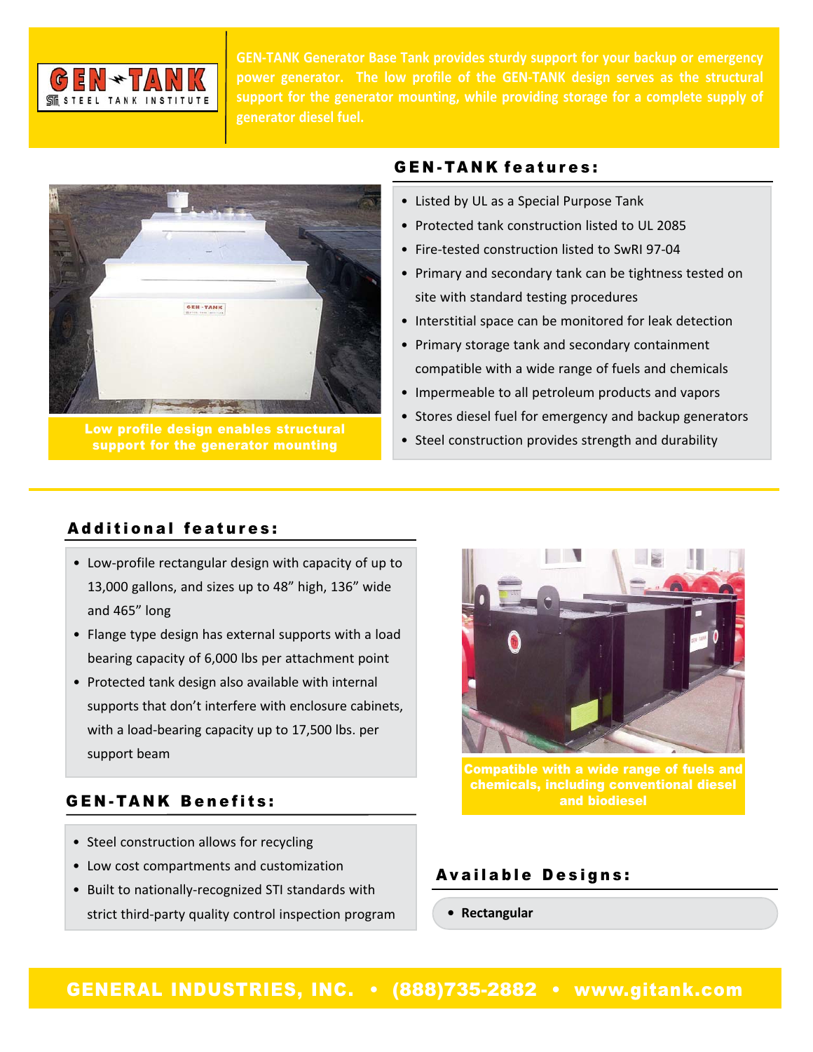GEN-TANK

STI STEEL TANK INSTITUTE

GEN-TANK Generator Base Tank provides sturdy support for your backup or emergency power generator. The low profile of the GEN-TANK design serves as the structural support for the generator mounting, while providing storage for a complete supply of generator diesel fuel.

Low profile design enables structural support for the generator mounting

## GEN-TANK features:

- Listed by UL as a Special Purpose Tank
- Protected tank construction listed to UL 2085
- Fire-tested construction listed to SwRI 97-04
- Primary and secondary tank can be tightness tested on site with standard testing procedures
- Interstitial space can be monitored for leak detection
- Primary storage tank and secondary containment compatible with a wide range of fuels and chemicals
- Impermeable to all petroleum products and vapors
- Stores diesel fuel for emergency and backup generators
- Steel construction provides strength and durability

## Additional features:

- Low-profile rectangular design with capacity of up to 13,000 gallons, and sizes up to 48" high, 136" wide and 465" long
- Flange type design has external supports with a load bearing capacity of 6,000 lbs per attachment point
- Protected tank design also available with internal supports that don't interfere with enclosure cabinets, with a load-bearing capacity up to 17,500 lbs. per support beam

Compatible with a wide range of fuels and chemicals, including conventional diesel and biodiesel

## GEN-TANK Benefits:

- Steel construction allows for recycling
- Low cost compartments and customization
- Built to nationally-recognized STI standards with strict third-party quality control inspection program

## Available Designs:

- **Rectangular**

GENERAL INDUSTRIES, INC. • (888)735-2882 • www.gitank.com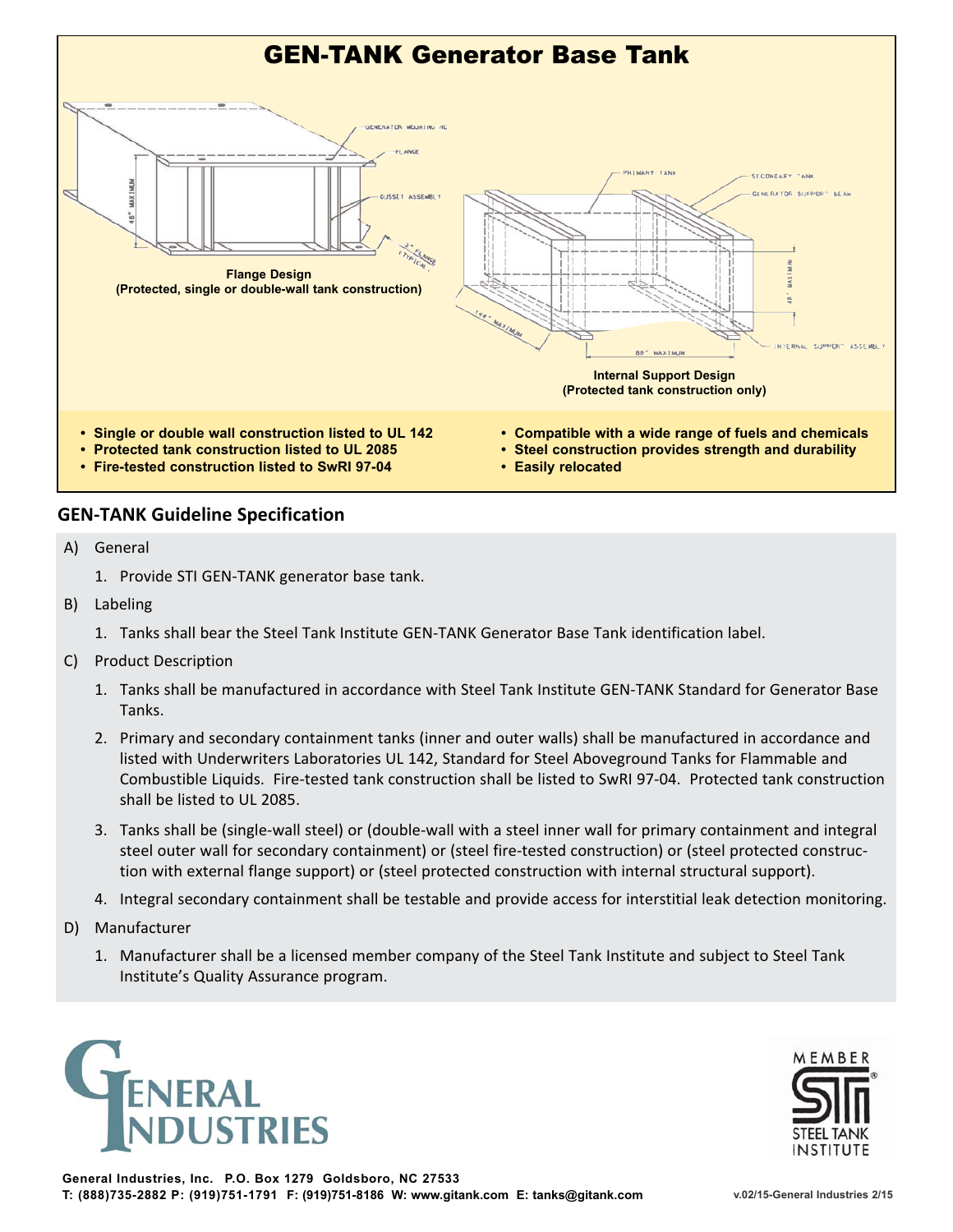# GEN-TANK Generator Base Tank

GENERATOR MOUNTING PLATE

FLANGE

48" MAXIMUM

GUSSET ASSEMBLY

3" FLANGE (TYPICAL)

**Flange Design**
**(Protected, single or double-wall tank construction)**

PRIMARY TANK

SECONDARY TANK

GENERATOR SUPPORT BEAM

48" MAXIMUM

144" MAXIMUM

88" MAXIMUM

INTERNAL SUPPORT ASSEMBLY

**Internal Support Design**
**(Protected tank construction only)**

- **Single or double wall construction listed to UL 142**
- **Protected tank construction listed to UL 2085**
- **Fire-tested construction listed to SwRI 97-04**
- **Compatible with a wide range of fuels and chemicals**
- **Steel construction provides strength and durability**
- **Easily relocated**

## GEN-TANK Guideline Specification

A) General

1. Provide STI GEN-TANK generator base tank.

B) Labeling

1. Tanks shall bear the Steel Tank Institute GEN-TANK Generator Base Tank identification label.

C) Product Description

1. Tanks shall be manufactured in accordance with Steel Tank Institute GEN-TANK Standard for Generator Base Tanks.
2. Primary and secondary containment tanks (inner and outer walls) shall be manufactured in accordance and listed with Underwriters Laboratories UL 142, Standard for Steel Aboveground Tanks for Flammable and Combustible Liquids. Fire-tested tank construction shall be listed to SwRI 97-04. Protected tank construction shall be listed to UL 2085.
3. Tanks shall be (single-wall steel) or (double-wall with a steel inner wall for primary containment and integral steel outer wall for secondary containment) or (steel fire-tested construction) or (steel protected construction with external flange support) or (steel protected construction with internal structural support).
4. Integral secondary containment shall be testable and provide access for interstitial leak detection monitoring.

D) Manufacturer

1. Manufacturer shall be a licensed member company of the Steel Tank Institute and subject to Steel Tank Institute's Quality Assurance program.

GENERAL INDUSTRIES

MEMBER STI STEEL TANK INSTITUTE

**General Industries, Inc. P.O. Box 1279 Goldsboro, NC 27533**
**T: (888)735-2882 P: (919)751-1791 F: (919)751-8186 W: www.gitank.com E: tanks@gitank.com**

**v.02/15-General Industries 2/15**